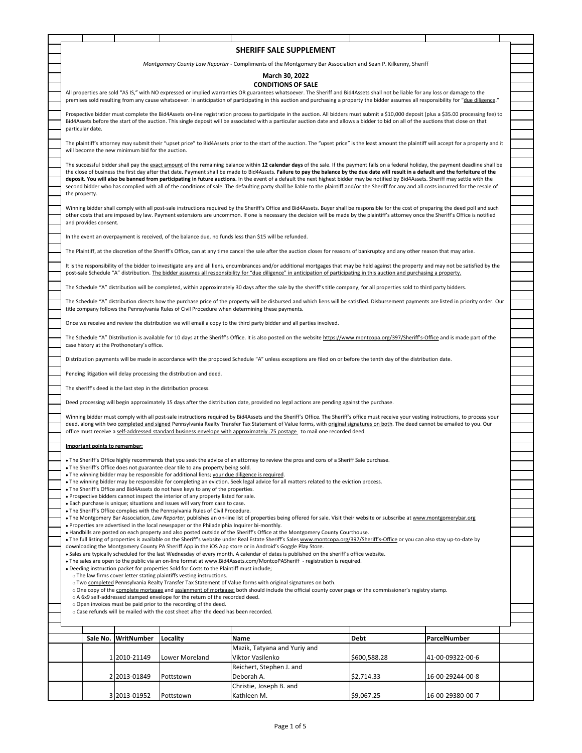# SHERIFF SALE SUPPLEMENT

*Montgomery County Law Reporter* - Compliments of the Montgomery Bar Association and Sean P. Kilkenny, Sheriff

## March 30, 2022

## CONDITIONS OF SALE

All properties are sold "AS IS," with NO expressed or implied warranties OR guarantees whatsoever. The Sheriff and Bid4Assets shall not be liable for any loss or damage to the premises sold resulting from any cause whatsoever. In anticipation of participating in this auction and purchasing a property the bidder assumes all responsibility for "due diligence."

Prospective bidder must complete the Bid4Assets on-line registration process to participate in the auction. All bidders must submit a $10,000 deposit (plus a $35.00 processing fee) to Bid4Assets before the start of the auction. This single deposit will be associated with a particular auction date and allows a bidder to bid on all of the auctions that close on that particular date.

The plaintiff's attorney may submit their "upset price" to Bid4Assets prior to the start of the auction. The "upset price" is the least amount the plaintiff will accept for a property and it will become the new minimum bid for the auction.

The successful bidder shall pay the exact amount of the remaining balance within **12 calendar days** of the sale. If the payment falls on a federal holiday, the payment deadline shall be the close of business the first day after that date. Payment shall be made to Bid4Assets. **Failure to pay the balance by the due date will result in a default and the forfeiture of the deposit. You will also be banned from participating in future auctions.** In the event of a default the next highest bidder may be notified by Bid4Assets. Sheriff may settle with the second bidder who has complied with all of the conditions of sale. The defaulting party shall be liable to the plaintiff and/or the Sheriff for any and all costs incurred for the resale of the property.

Winning bidder shall comply with all post-sale instructions required by the Sheriff's Office and Bid4Assets. Buyer shall be responsible for the cost of preparing the deed poll and such other costs that are imposed by law. Payment extensions are uncommon. If one is necessary the decision will be made by the plaintiff's attorney once the Sheriff's Office is notified and provides consent.

In the event an overpayment is received, of the balance due, no funds less than $15 will be refunded.

The Plaintiff, at the discretion of the Sheriff's Office, can at any time cancel the sale after the auction closes for reasons of bankruptcy and any other reason that may arise.

It is the responsibility of the bidder to investigate any and all liens, encumbrances and/or additional mortgages that may be held against the property and may not be satisfied by the post-sale Schedule "A" distribution. The bidder assumes all responsibility for "due diligence" in anticipation of participating in this auction and purchasing a property.

The Schedule "A" distribution will be completed, within approximately 30 days after the sale by the sheriff's title company, for all properties sold to third party bidders.

The Schedule "A" distribution directs how the purchase price of the property will be disbursed and which liens will be satisfied. Disbursement payments are listed in priority order. Our title company follows the Pennsylvania Rules of Civil Procedure when determining these payments.

Once we receive and review the distribution we will email a copy to the third party bidder and all parties involved.

The Schedule "A" Distribution is available for 10 days at the Sheriff's Office. It is also posted on the website https://www.montcopa.org/397/Sheriff's-Office and is made part of the case history at the Prothonotary's office.

Distribution payments will be made in accordance with the proposed Schedule "A" unless exceptions are filed on or before the tenth day of the distribution date.

Pending litigation will delay processing the distribution and deed.

The sheriff's deed is the last step in the distribution process.

Deed processing will begin approximately 15 days after the distribution date, provided no legal actions are pending against the purchase.

Winning bidder must comply with all post-sale instructions required by Bid4Assets and the Sheriff's Office. The Sheriff's office must receive your vesting instructions, to process your deed, along with two completed and signed Pennsylvania Realty Transfer Tax Statement of Value forms, with original signatures on both. The deed cannot be emailed to you. Our office must receive a self-addressed standard business envelope with approximately .75 postage to mail one recorded deed.

**Important points to remember:**

- The Sheriff's Office highly recommends that you seek the advice of an attorney to review the pros and cons of a Sheriff Sale purchase.
- The Sheriff's Office does not guarantee clear tile to any property being sold.
- The winning bidder may be responsible for additional liens; your due diligence is required.
- The winning bidder may be responsible for completing an eviction. Seek legal advice for all matters related to the eviction process.
- The Sheriff's Office and Bid4Assets do not have keys to any of the properties.
- Prospective bidders cannot inspect the interior of any property listed for sale.
- Each purchase is unique; situations and issues will vary from case to case.
- The Sheriff's Office complies with the Pennsylvania Rules of Civil Procedure.
- The Montgomery Bar Association, *Law Reporter,* publishes an on-line list of properties being offered for sale. Visit their website or subscribe at www.montgomerybar.org
- Properties are advertised in the local newspaper or the Philadelphia Inquirer bi-monthly.
- Handbills are posted on each property and also posted outside of the Sheriff's Office at the Montgomery County Courthouse.
- The full listing of properties is available on the Sheriff's website under Real Estate Sheriff's Sales www.montcopa.org/397/Sheriff's-Office or you can also stay up-to-date by downloading the Montgomery County PA Sheriff App in the iOS App store or in Android's Goggle Play Store.
- Sales are typically scheduled for the last Wednesday of every month. A calendar of dates is published on the sheriff's office website.
- The sales are open to the public via an on-line format at www.Bid4Assets.com/MontcoPASheriff - registration is required.
- Deeding instruction packet for properties Sold for Costs to the Plaintiff must include;
  - The law firms cover letter stating plaintiffs vesting instructions.
  - Two completed Pennsylvania Realty Transfer Tax Statement of Value forms with original signatures on both.
  - One copy of the complete mortgage and assignment of mortgage; both should include the official county cover page or the commissioner's registry stamp.
  - A 6x9 self-addressed stamped envelope for the return of the recorded deed.
  - Open invoices must be paid prior to the recording of the deed.
  - Case refunds will be mailed with the cost sheet after the deed has been recorded.

| Sale No. | WritNumber | Locality | Name | Debt | ParcelNumber |
|---|---|---|---|---|---|
| 1 | 2010-21149 | Lower Moreland | Mazik, Tatyana and Yuriy and Viktor Vasilenko | $600,588.28 | 41-00-09322-00-6 |
| 2 | 2013-01849 | Pottstown | Reichert, Stephen J. and Deborah A. | $2,714.33 | 16-00-29244-00-8 |
| 3 | 2013-01952 | Pottstown | Christie, Joseph B. and Kathleen M. | $9,067.25 | 16-00-29380-00-7 |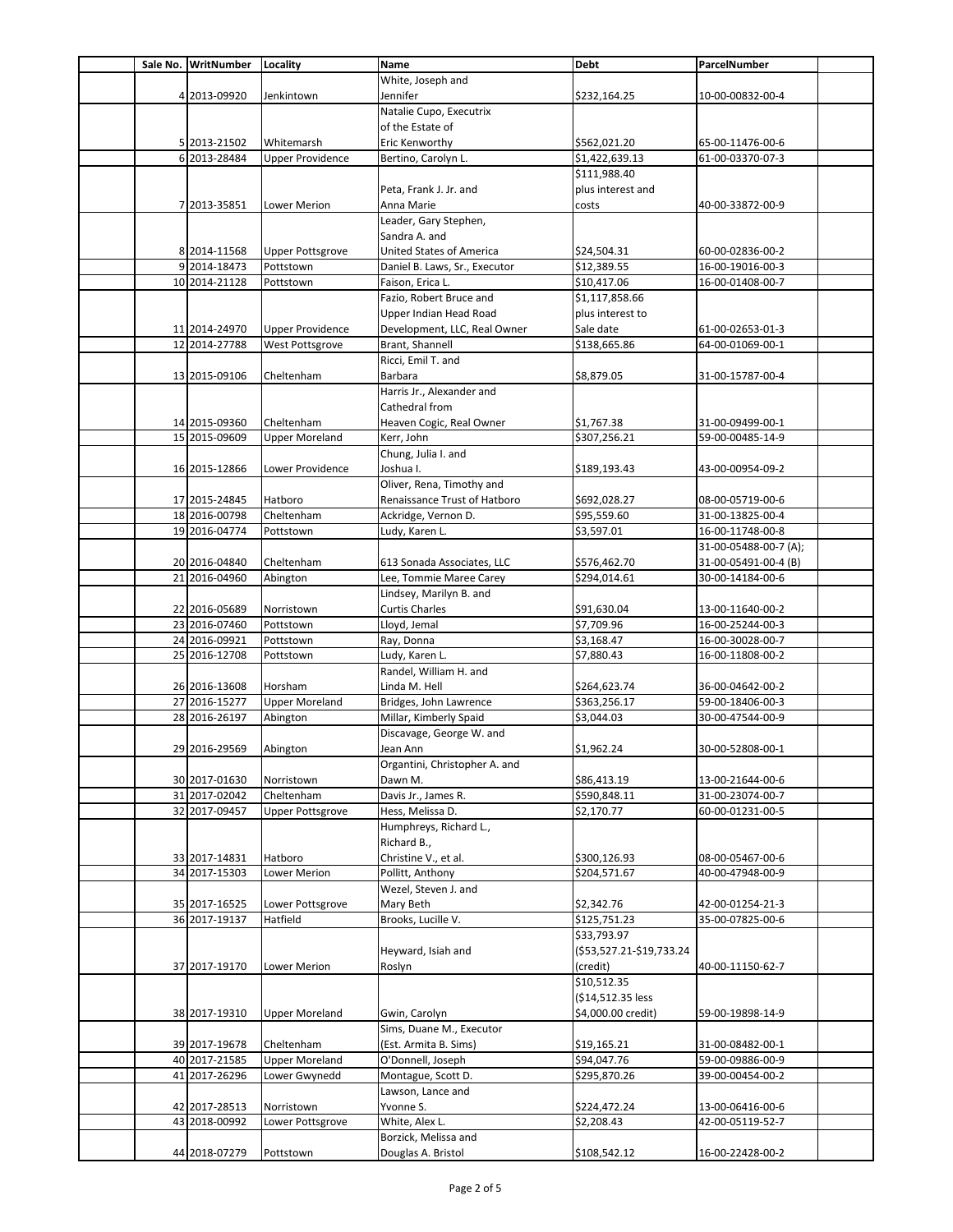| Sale No. | WritNumber | Locality | Name | Debt | ParcelNumber |
|---|---|---|---|---|---|
| 4 | 2013-09920 | Jenkintown | White, Joseph and Jennifer | $232,164.25 | 10-00-00832-00-4 |
| 5 | 2013-21502 | Whitemarsh | Natalie Cupo, Executrix of the Estate of Eric Kenworthy | $562,021.20 | 65-00-11476-00-6 |
| 6 | 2013-28484 | Upper Providence | Bertino, Carolyn L. | $1,422,639.13 | 61-00-03370-07-3 |
| 7 | 2013-35851 | Lower Merion | Peta, Frank J. Jr. and Anna Marie | $111,988.40 plus interest and costs | 40-00-33872-00-9 |
| 8 | 2014-11568 | Upper Pottsgrove | Leader, Gary Stephen, Sandra A. and United States of America | $24,504.31 | 60-00-02836-00-2 |
| 9 | 2014-18473 | Pottstown | Daniel B. Laws, Sr., Executor | $12,389.55 | 16-00-19016-00-3 |
| 10 | 2014-21128 | Pottstown | Faison, Erica L. | $10,417.06 | 16-00-01408-00-7 |
| 11 | 2014-24970 | Upper Providence | Fazio, Robert Bruce and Upper Indian Head Road Development, LLC, Real Owner | $1,117,858.66 plus interest to Sale date | 61-00-02653-01-3 |
| 12 | 2014-27788 | West Pottsgrove | Brant, Shannell | $138,665.86 | 64-00-01069-00-1 |
| 13 | 2015-09106 | Cheltenham | Ricci, Emil T. and Barbara | $8,879.05 | 31-00-15787-00-4 |
| 14 | 2015-09360 | Cheltenham | Harris Jr., Alexander and Cathedral from Heaven Cogic, Real Owner | $1,767.38 | 31-00-09499-00-1 |
| 15 | 2015-09609 | Upper Moreland | Kerr, John | $307,256.21 | 59-00-00485-14-9 |
| 16 | 2015-12866 | Lower Providence | Chung, Julia I. and Joshua I. | $189,193.43 | 43-00-00954-09-2 |
| 17 | 2015-24845 | Hatboro | Oliver, Rena, Timothy and Renaissance Trust of Hatboro | $692,028.27 | 08-00-05719-00-6 |
| 18 | 2016-00798 | Cheltenham | Ackridge, Vernon D. | $95,559.60 | 31-00-13825-00-4 |
| 19 | 2016-04774 | Pottstown | Ludy, Karen L. | $3,597.01 | 16-00-11748-00-8 |
| 20 | 2016-04840 | Cheltenham | 613 Sonada Associates, LLC | $576,462.70 | 31-00-05488-00-7 (A); 31-00-05491-00-4 (B) |
| 21 | 2016-04960 | Abington | Lee, Tommie Maree Carey | $294,014.61 | 30-00-14184-00-6 |
| 22 | 2016-05689 | Norristown | Lindsey, Marilyn B. and Curtis Charles | $91,630.04 | 13-00-11640-00-2 |
| 23 | 2016-07460 | Pottstown | Lloyd, Jemal | $7,709.96 | 16-00-25244-00-3 |
| 24 | 2016-09921 | Pottstown | Ray, Donna | $3,168.47 | 16-00-30028-00-7 |
| 25 | 2016-12708 | Pottstown | Ludy, Karen L. | $7,880.43 | 16-00-11808-00-2 |
| 26 | 2016-13608 | Horsham | Randel, William H. and Linda M. Hell | $264,623.74 | 36-00-04642-00-2 |
| 27 | 2016-15277 | Upper Moreland | Bridges, John Lawrence | $363,256.17 | 59-00-18406-00-3 |
| 28 | 2016-26197 | Abington | Millar, Kimberly Spaid | $3,044.03 | 30-00-47544-00-9 |
| 29 | 2016-29569 | Abington | Discavage, George W. and Jean Ann | $1,962.24 | 30-00-52808-00-1 |
| 30 | 2017-01630 | Norristown | Organtini, Christopher A. and Dawn M. | $86,413.19 | 13-00-21644-00-6 |
| 31 | 2017-02042 | Cheltenham | Davis Jr., James R. | $590,848.11 | 31-00-23074-00-7 |
| 32 | 2017-09457 | Upper Pottsgrove | Hess, Melissa D. | $2,170.77 | 60-00-01231-00-5 |
| 33 | 2017-14831 | Hatboro | Humphreys, Richard L., Richard B., Christine V., et al. | $300,126.93 | 08-00-05467-00-6 |
| 34 | 2017-15303 | Lower Merion | Pollitt, Anthony | $204,571.67 | 40-00-47948-00-9 |
| 35 | 2017-16525 | Lower Pottsgrove | Wezel, Steven J. and Mary Beth | $2,342.76 | 42-00-01254-21-3 |
| 36 | 2017-19137 | Hatfield | Brooks, Lucille V. | $125,751.23 | 35-00-07825-00-6 |
| 37 | 2017-19170 | Lower Merion | Heyward, Isiah and Roslyn | $33,793.97 ($53,527.21-$19,733.24 (credit) | 40-00-11150-62-7 |
| 38 | 2017-19310 | Upper Moreland | Gwin, Carolyn | $10,512.35 ($14,512.35 less $4,000.00 credit) | 59-00-19898-14-9 |
| 39 | 2017-19678 | Cheltenham | Sims, Duane M., Executor (Est. Armita B. Sims) | $19,165.21 | 31-00-08482-00-1 |
| 40 | 2017-21585 | Upper Moreland | O'Donnell, Joseph | $94,047.76 | 59-00-09886-00-9 |
| 41 | 2017-26296 | Lower Gwynedd | Montague, Scott D. | $295,870.26 | 39-00-00454-00-2 |
| 42 | 2017-28513 | Norristown | Lawson, Lance and Yvonne S. | $224,472.24 | 13-00-06416-00-6 |
| 43 | 2018-00992 | Lower Pottsgrove | White, Alex L. | $2,208.43 | 42-00-05119-52-7 |
| 44 | 2018-07279 | Pottstown | Borzick, Melissa and Douglas A. Bristol | $108,542.12 | 16-00-22428-00-2 |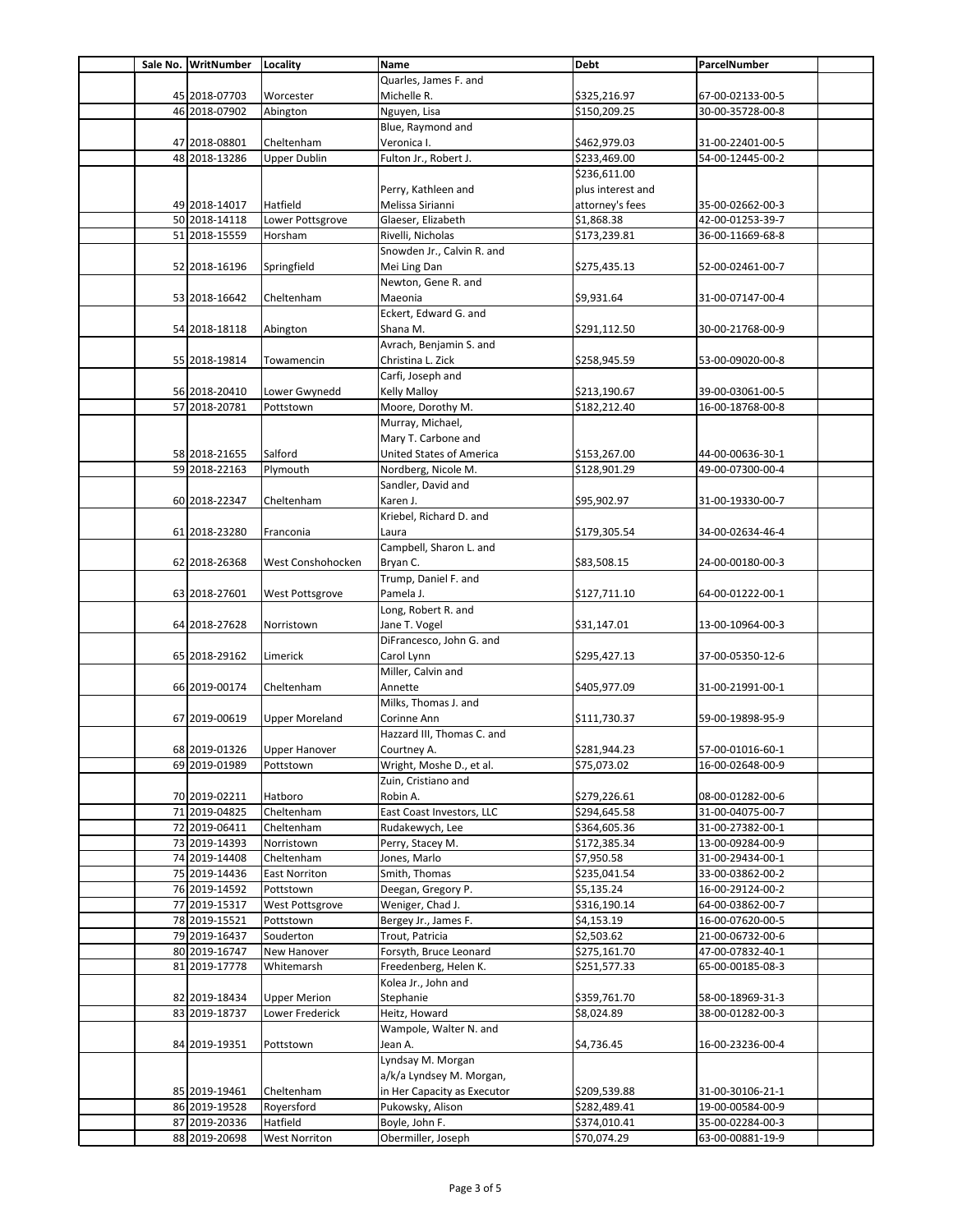| Sale No. | WritNumber | Locality | Name | Debt | ParcelNumber |
|---|---|---|---|---|---|
| 45 | 2018-07703 | Worcester | Quarles, James F. and Michelle R. | $325,216.97 | 67-00-02133-00-5 |
| 46 | 2018-07902 | Abington | Nguyen, Lisa | $150,209.25 | 30-00-35728-00-8 |
| 47 | 2018-08801 | Cheltenham | Blue, Raymond and Veronica I. | $462,979.03 | 31-00-22401-00-5 |
| 48 | 2018-13286 | Upper Dublin | Fulton Jr., Robert J. | $233,469.00 | 54-00-12445-00-2 |
| 49 | 2018-14017 | Hatfield | Perry, Kathleen and Melissa Sirianni | $236,611.00 plus interest and attorney's fees | 35-00-02662-00-3 |
| 50 | 2018-14118 | Lower Pottsgrove | Glaeser, Elizabeth | $1,868.38 | 42-00-01253-39-7 |
| 51 | 2018-15559 | Horsham | Rivelli, Nicholas | $173,239.81 | 36-00-11669-68-8 |
| 52 | 2018-16196 | Springfield | Snowden Jr., Calvin R. and Mei Ling Dan | $275,435.13 | 52-00-02461-00-7 |
| 53 | 2018-16642 | Cheltenham | Newton, Gene R. and Maeonia | $9,931.64 | 31-00-07147-00-4 |
| 54 | 2018-18118 | Abington | Eckert, Edward G. and Shana M. | $291,112.50 | 30-00-21768-00-9 |
| 55 | 2018-19814 | Towamencin | Avrach, Benjamin S. and Christina L. Zick | $258,945.59 | 53-00-09020-00-8 |
| 56 | 2018-20410 | Lower Gwynedd | Carfi, Joseph and Kelly Malloy | $213,190.67 | 39-00-03061-00-5 |
| 57 | 2018-20781 | Pottstown | Moore, Dorothy M. | $182,212.40 | 16-00-18768-00-8 |
| 58 | 2018-21655 | Salford | Murray, Michael, Mary T. Carbone and United States of America | $153,267.00 | 44-00-00636-30-1 |
| 59 | 2018-22163 | Plymouth | Nordberg, Nicole M. | $128,901.29 | 49-00-07300-00-4 |
| 60 | 2018-22347 | Cheltenham | Sandler, David and Karen J. | $95,902.97 | 31-00-19330-00-7 |
| 61 | 2018-23280 | Franconia | Kriebel, Richard D. and Laura | $179,305.54 | 34-00-02634-46-4 |
| 62 | 2018-26368 | West Conshohocken | Campbell, Sharon L. and Bryan C. | $83,508.15 | 24-00-00180-00-3 |
| 63 | 2018-27601 | West Pottsgrove | Trump, Daniel F. and Pamela J. | $127,711.10 | 64-00-01222-00-1 |
| 64 | 2018-27628 | Norristown | Long, Robert R. and Jane T. Vogel | $31,147.01 | 13-00-10964-00-3 |
| 65 | 2018-29162 | Limerick | DiFrancesco, John G. and Carol Lynn | $295,427.13 | 37-00-05350-12-6 |
| 66 | 2019-00174 | Cheltenham | Miller, Calvin and Annette | $405,977.09 | 31-00-21991-00-1 |
| 67 | 2019-00619 | Upper Moreland | Milks, Thomas J. and Corinne Ann | $111,730.37 | 59-00-19898-95-9 |
| 68 | 2019-01326 | Upper Hanover | Hazzard III, Thomas C. and Courtney A. | $281,944.23 | 57-00-01016-60-1 |
| 69 | 2019-01989 | Pottstown | Wright, Moshe D., et al. | $75,073.02 | 16-00-02648-00-9 |
| 70 | 2019-02211 | Hatboro | Zuin, Cristiano and Robin A. | $279,226.61 | 08-00-01282-00-6 |
| 71 | 2019-04825 | Cheltenham | East Coast Investors, LLC | $294,645.58 | 31-00-04075-00-7 |
| 72 | 2019-06411 | Cheltenham | Rudakewych, Lee | $364,605.36 | 31-00-27382-00-1 |
| 73 | 2019-14393 | Norristown | Perry, Stacey M. | $172,385.34 | 13-00-09284-00-9 |
| 74 | 2019-14408 | Cheltenham | Jones, Marlo | $7,950.58 | 31-00-29434-00-1 |
| 75 | 2019-14436 | East Norriton | Smith, Thomas | $235,041.54 | 33-00-03862-00-2 |
| 76 | 2019-14592 | Pottstown | Deegan, Gregory P. | $5,135.24 | 16-00-29124-00-2 |
| 77 | 2019-15317 | West Pottsgrove | Weniger, Chad J. | $316,190.14 | 64-00-03862-00-7 |
| 78 | 2019-15521 | Pottstown | Bergey Jr., James F. | $4,153.19 | 16-00-07620-00-5 |
| 79 | 2019-16437 | Souderton | Trout, Patricia | $2,503.62 | 21-00-06732-00-6 |
| 80 | 2019-16747 | New Hanover | Forsyth, Bruce Leonard | $275,161.70 | 47-00-07832-40-1 |
| 81 | 2019-17778 | Whitemarsh | Freedenberg, Helen K. | $251,577.33 | 65-00-00185-08-3 |
| 82 | 2019-18434 | Upper Merion | Kolea Jr., John and Stephanie | $359,761.70 | 58-00-18969-31-3 |
| 83 | 2019-18737 | Lower Frederick | Heitz, Howard | $8,024.89 | 38-00-01282-00-3 |
| 84 | 2019-19351 | Pottstown | Wampole, Walter N. and Jean A. | $4,736.45 | 16-00-23236-00-4 |
| 85 | 2019-19461 | Cheltenham | Lyndsay M. Morgan a/k/a Lyndsey M. Morgan, in Her Capacity as Executor | $209,539.88 | 31-00-30106-21-1 |
| 86 | 2019-19528 | Royersford | Pukowsky, Alison | $282,489.41 | 19-00-00584-00-9 |
| 87 | 2019-20336 | Hatfield | Boyle, John F. | $374,010.41 | 35-00-02284-00-3 |
| 88 | 2019-20698 | West Norriton | Obermiller, Joseph | $70,074.29 | 63-00-00881-19-9 |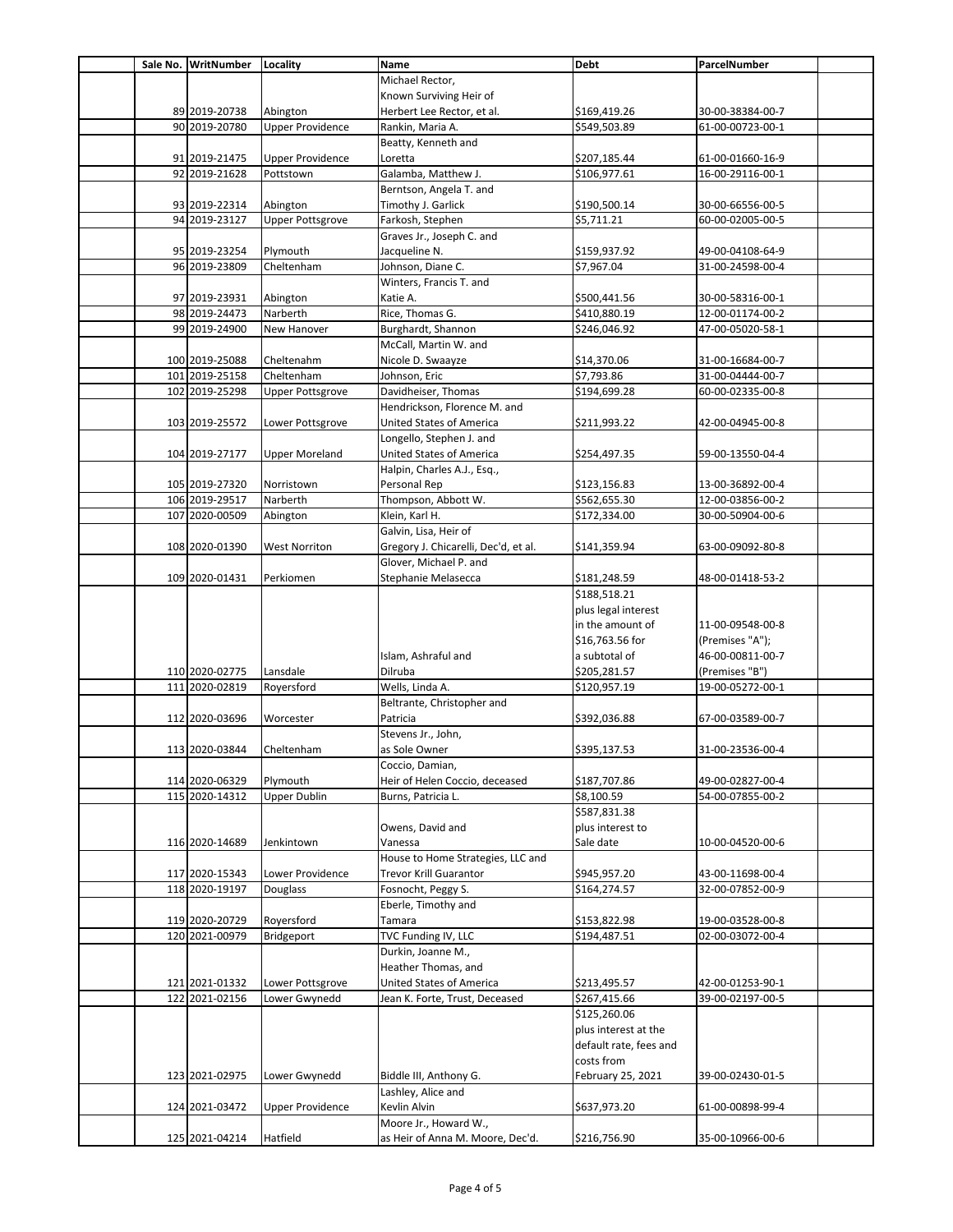| Sale No. | WritNumber | Locality | Name | Debt | ParcelNumber |
|---|---|---|---|---|---|
| 89 | 2019-20738 | Abington | Michael Rector, Known Surviving Heir of Herbert Lee Rector, et al. | $169,419.26 | 30-00-38384-00-7 |
| 90 | 2019-20780 | Upper Providence | Rankin, Maria A. | $549,503.89 | 61-00-00723-00-1 |
| 91 | 2019-21475 | Upper Providence | Beatty, Kenneth and Loretta | $207,185.44 | 61-00-01660-16-9 |
| 92 | 2019-21628 | Pottstown | Galamba, Matthew J. | $106,977.61 | 16-00-29116-00-1 |
| 93 | 2019-22314 | Abington | Berntson, Angela T. and Timothy J. Garlick | $190,500.14 | 30-00-66556-00-5 |
| 94 | 2019-23127 | Upper Pottsgrove | Farkosh, Stephen | $5,711.21 | 60-00-02005-00-5 |
| 95 | 2019-23254 | Plymouth | Graves Jr., Joseph C. and Jacqueline N. | $159,937.92 | 49-00-04108-64-9 |
| 96 | 2019-23809 | Cheltenham | Johnson, Diane C. | $7,967.04 | 31-00-24598-00-4 |
| 97 | 2019-23931 | Abington | Winters, Francis T. and Katie A. | $500,441.56 | 30-00-58316-00-1 |
| 98 | 2019-24473 | Narberth | Rice, Thomas G. | $410,880.19 | 12-00-01174-00-2 |
| 99 | 2019-24900 | New Hanover | Burghardt, Shannon | $246,046.92 | 47-00-05020-58-1 |
| 100 | 2019-25088 | Cheltenahm | McCall, Martin W. and Nicole D. Swaayze | $14,370.06 | 31-00-16684-00-7 |
| 101 | 2019-25158 | Cheltenham | Johnson, Eric | $7,793.86 | 31-00-04444-00-7 |
| 102 | 2019-25298 | Upper Pottsgrove | Davidheiser, Thomas | $194,699.28 | 60-00-02335-00-8 |
| 103 | 2019-25572 | Lower Pottsgrove | Hendrickson, Florence M. and United States of America | $211,993.22 | 42-00-04945-00-8 |
| 104 | 2019-27177 | Upper Moreland | Longello, Stephen J. and United States of America | $254,497.35 | 59-00-13550-04-4 |
| 105 | 2019-27320 | Norristown | Halpin, Charles A.J., Esq., Personal Rep | $123,156.83 | 13-00-36892-00-4 |
| 106 | 2019-29517 | Narberth | Thompson, Abbott W. | $562,655.30 | 12-00-03856-00-2 |
| 107 | 2020-00509 | Abington | Klein, Karl H. | $172,334.00 | 30-00-50904-00-6 |
| 108 | 2020-01390 | West Norriton | Galvin, Lisa, Heir of Gregory J. Chicarelli, Dec'd, et al. | $141,359.94 | 63-00-09092-80-8 |
| 109 | 2020-01431 | Perkiomen | Glover, Michael P. and Stephanie Melasecca | $181,248.59 | 48-00-01418-53-2 |
| 110 | 2020-02775 | Lansdale | Islam, Ashraful and Dilruba | $188,518.21 plus legal interest in the amount of $16,763.56 for a subtotal of $205,281.57 | 11-00-09548-00-8 (Premises "A"); 46-00-00811-00-7 (Premises "B") |
| 111 | 2020-02819 | Royersford | Wells, Linda A. | $120,957.19 | 19-00-05272-00-1 |
| 112 | 2020-03696 | Worcester | Beltrante, Christopher and Patricia | $392,036.88 | 67-00-03589-00-7 |
| 113 | 2020-03844 | Cheltenham | Stevens Jr., John, as Sole Owner | $395,137.53 | 31-00-23536-00-4 |
| 114 | 2020-06329 | Plymouth | Coccio, Damian, Heir of Helen Coccio, deceased | $187,707.86 | 49-00-02827-00-4 |
| 115 | 2020-14312 | Upper Dublin | Burns, Patricia L. | $8,100.59 | 54-00-07855-00-2 |
| 116 | 2020-14689 | Jenkintown | Owens, David and Vanessa | $587,831.38 plus interest to Sale date | 10-00-04520-00-6 |
| 117 | 2020-15343 | Lower Providence | House to Home Strategies, LLC and Trevor Krill Guarantor | $945,957.20 | 43-00-11698-00-4 |
| 118 | 2020-19197 | Douglass | Fosnocht, Peggy S. | $164,274.57 | 32-00-07852-00-9 |
| 119 | 2020-20729 | Royersford | Eberle, Timothy and Tamara | $153,822.98 | 19-00-03528-00-8 |
| 120 | 2021-00979 | Bridgeport | TVC Funding IV, LLC | $194,487.51 | 02-00-03072-00-4 |
| 121 | 2021-01332 | Lower Pottsgrove | Durkin, Joanne M., Heather Thomas, and United States of America | $213,495.57 | 42-00-01253-90-1 |
| 122 | 2021-02156 | Lower Gwynedd | Jean K. Forte, Trust, Deceased | $267,415.66 | 39-00-02197-00-5 |
| 123 | 2021-02975 | Lower Gwynedd | Biddle III, Anthony G. | $125,260.06 plus interest at the default rate, fees and costs from February 25, 2021 | 39-00-02430-01-5 |
| 124 | 2021-03472 | Upper Providence | Lashley, Alice and Kevlin Alvin | $637,973.20 | 61-00-00898-99-4 |
| 125 | 2021-04214 | Hatfield | Moore Jr., Howard W., as Heir of Anna M. Moore, Dec'd. | $216,756.90 | 35-00-10966-00-6 |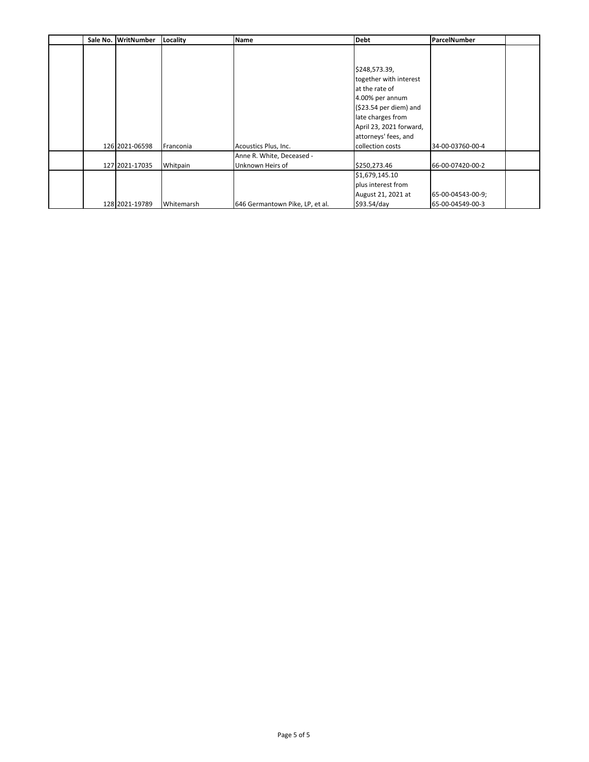| | Sale No. | WritNumber | Locality | Name | Debt | ParcelNumber | |
|---|---|---|---|---|---|---|---|
| | 126 | 2021-06598 | Franconia | Acoustics Plus, Inc. | $248,573.39, together with interest at the rate of 4.00% per annum ($23.54 per diem) and late charges from April 23, 2021 forward, attorneys' fees, and collection costs | 34-00-03760-00-4 | |
| | 127 | 2021-17035 | Whitpain | Anne R. White, Deceased - Unknown Heirs of | $250,273.46 | 66-00-07420-00-2 | |
| | 128 | 2021-19789 | Whitemarsh | 646 Germantown Pike, LP, et al. | $1,679,145.10 plus interest from August 21, 2021 at $93.54/day | 65-00-04543-00-9; 65-00-04549-00-3 | |